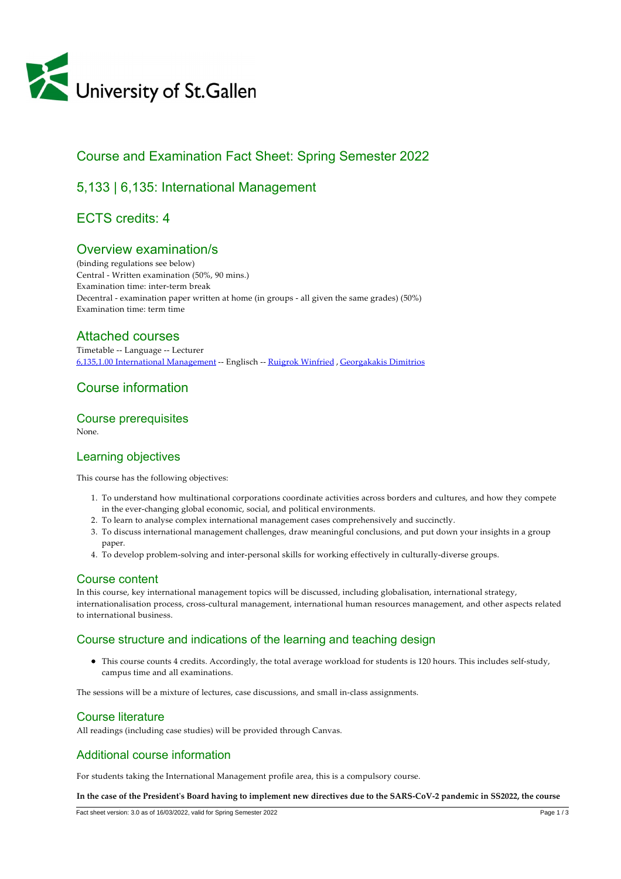# Course and Examination Fact Sheet: Spring Semester 2022

## 5,133 | 6,135: International Management

## ECTS credits: 4

## Overview examination/s

(binding regulations see below)
Central - Written examination (50%, 90 mins.)
Examination time: inter-term break
Decentral - examination paper written at home (in groups - all given the same grades) (50%)
Examination time: term time

## Attached courses

Timetable -- Language -- Lecturer
6,135,1.00 International Management -- Englisch -- Ruigrok Winfried , Georgakakis Dimitrios

## Course information

### Course prerequisites

None.

### Learning objectives

This course has the following objectives:

1. To understand how multinational corporations coordinate activities across borders and cultures, and how they compete in the ever-changing global economic, social, and political environments.
2. To learn to analyse complex international management cases comprehensively and succinctly.
3. To discuss international management challenges, draw meaningful conclusions, and put down your insights in a group paper.
4. To develop problem-solving and inter-personal skills for working effectively in culturally-diverse groups.

### Course content

In this course, key international management topics will be discussed, including globalisation, international strategy, internationalisation process, cross-cultural management, international human resources management, and other aspects related to international business.

### Course structure and indications of the learning and teaching design

- This course counts 4 credits. Accordingly, the total average workload for students is 120 hours. This includes self-study, campus time and all examinations.

The sessions will be a mixture of lectures, case discussions, and small in-class assignments.

### Course literature

All readings (including case studies) will be provided through Canvas.

### Additional course information

For students taking the International Management profile area, this is a compulsory course.

**In the case of the President's Board having to implement new directives due to the SARS-CoV-2 pandemic in SS2022, the course**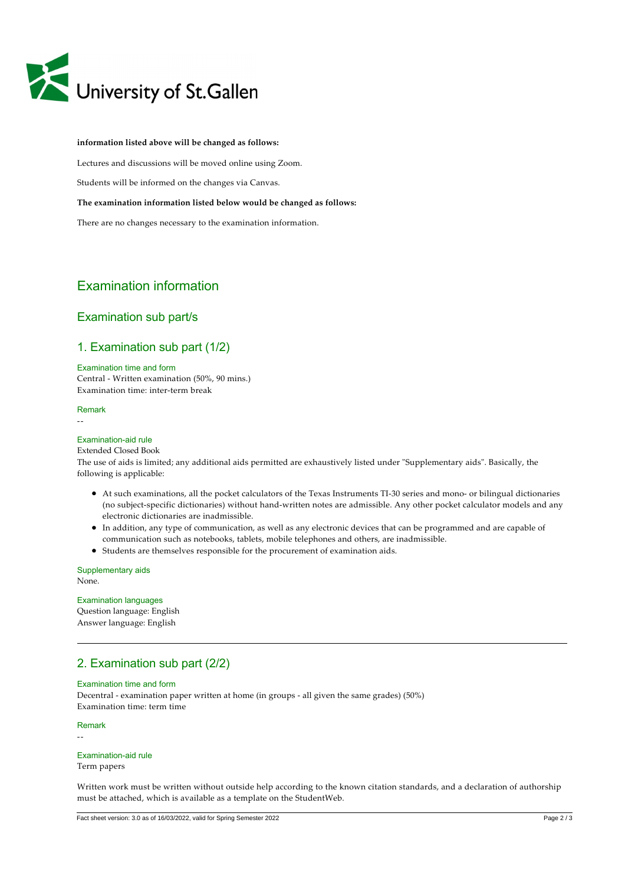**information listed above will be changed as follows:**

Lectures and discussions will be moved online using Zoom.

Students will be informed on the changes via Canvas.

**The examination information listed below would be changed as follows:**

There are no changes necessary to the examination information.

# Examination information

## Examination sub part/s

### 1. Examination sub part (1/2)

#### Examination time and form

Central - Written examination (50%, 90 mins.)
Examination time: inter-term break

#### Remark

--

#### Examination-aid rule

Extended Closed Book
The use of aids is limited; any additional aids permitted are exhaustively listed under "Supplementary aids". Basically, the following is applicable:

- At such examinations, all the pocket calculators of the Texas Instruments TI-30 series and mono- or bilingual dictionaries (no subject-specific dictionaries) without hand-written notes are admissible. Any other pocket calculator models and any electronic dictionaries are inadmissible.
- In addition, any type of communication, as well as any electronic devices that can be programmed and are capable of communication such as notebooks, tablets, mobile telephones and others, are inadmissible.
- Students are themselves responsible for the procurement of examination aids.

#### Supplementary aids

None.

#### Examination languages

Question language: English
Answer language: English

---

### 2. Examination sub part (2/2)

#### Examination time and form

Decentral - examination paper written at home (in groups - all given the same grades) (50%)
Examination time: term time

#### Remark

--

#### Examination-aid rule

Term papers

Written work must be written without outside help according to the known citation standards, and a declaration of authorship must be attached, which is available as a template on the StudentWeb.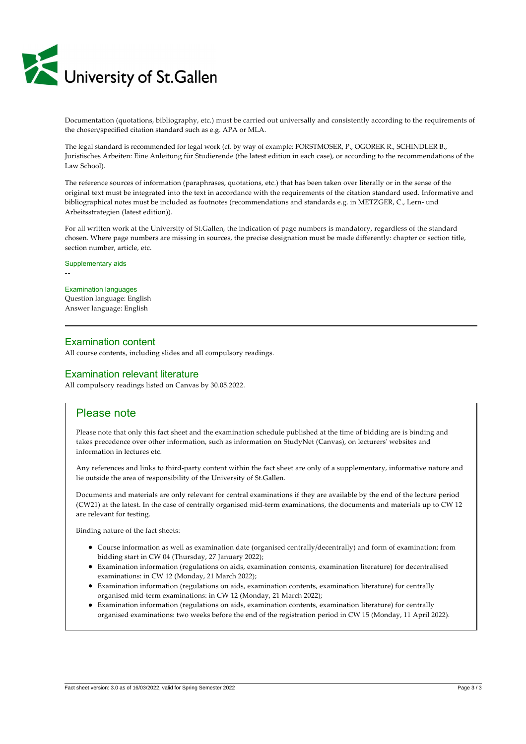Documentation (quotations, bibliography, etc.) must be carried out universally and consistently according to the requirements of the chosen/specified citation standard such as e.g. APA or MLA.

The legal standard is recommended for legal work (cf. by way of example: FORSTMOSER, P., OGOREK R., SCHINDLER B., Juristisches Arbeiten: Eine Anleitung für Studierende (the latest edition in each case), or according to the recommendations of the Law School).

The reference sources of information (paraphrases, quotations, etc.) that has been taken over literally or in the sense of the original text must be integrated into the text in accordance with the requirements of the citation standard used. Informative and bibliographical notes must be included as footnotes (recommendations and standards e.g. in METZGER, C., Lern- und Arbeitsstrategien (latest edition)).

For all written work at the University of St.Gallen, the indication of page numbers is mandatory, regardless of the standard chosen. Where page numbers are missing in sources, the precise designation must be made differently: chapter or section title, section number, article, etc.

Supplementary aids

--

Examination languages

Question language: English
Answer language: English

---

## Examination content

All course contents, including slides and all compulsory readings.

## Examination relevant literature

All compulsory readings listed on Canvas by 30.05.2022.

## Please note

Please note that only this fact sheet and the examination schedule published at the time of bidding are is binding and takes precedence over other information, such as information on StudyNet (Canvas), on lecturers' websites and information in lectures etc.

Any references and links to third-party content within the fact sheet are only of a supplementary, informative nature and lie outside the area of responsibility of the University of St.Gallen.

Documents and materials are only relevant for central examinations if they are available by the end of the lecture period (CW21) at the latest. In the case of centrally organised mid-term examinations, the documents and materials up to CW 12 are relevant for testing.

Binding nature of the fact sheets:

- Course information as well as examination date (organised centrally/decentrally) and form of examination: from bidding start in CW 04 (Thursday, 27 January 2022);
- Examination information (regulations on aids, examination contents, examination literature) for decentralised examinations: in CW 12 (Monday, 21 March 2022);
- Examination information (regulations on aids, examination contents, examination literature) for centrally organised mid-term examinations: in CW 12 (Monday, 21 March 2022);
- Examination information (regulations on aids, examination contents, examination literature) for centrally organised examinations: two weeks before the end of the registration period in CW 15 (Monday, 11 April 2022).